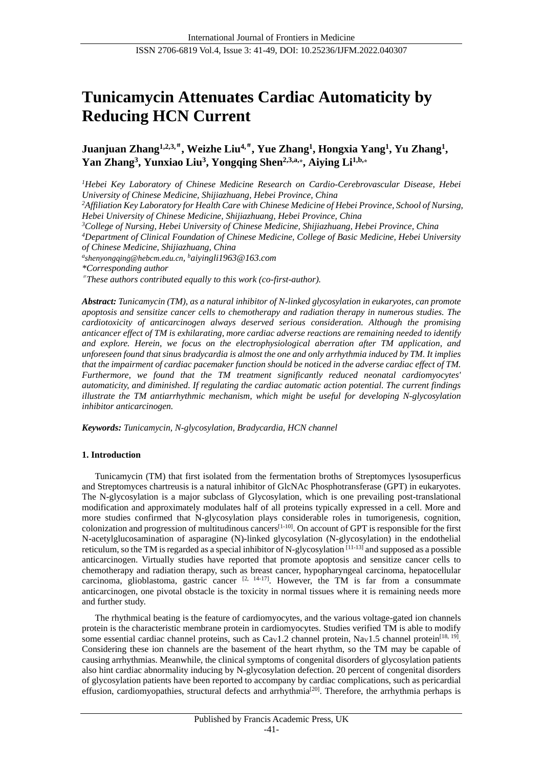# Tunicamycin Attenuates Cardiac Automaticity by Reducing HCN Current

**Juanjuan Zhang[1,2,3,#], Weizhe Liu[4,#], Yue Zhang[1], Hongxia Yang[1], Yu Zhang[1], Yan Zhang[3], Yunxiao Liu[3], Yongqing Shen[2,3,a,*], Aiying Li[1,b,*]**

*[1]Hebei Key Laboratory of Chinese Medicine Research on Cardio-Cerebrovascular Disease, Hebei University of Chinese Medicine, Shijiazhuang, Hebei Province, China*

*[2]Affiliation Key Laboratory for Health Care with Chinese Medicine of Hebei Province, School of Nursing, Hebei University of Chinese Medicine, Shijiazhuang, Hebei Province, China*

*[3]College of Nursing, Hebei University of Chinese Medicine, Shijiazhuang, Hebei Province, China*

*[4]Department of Clinical Foundation of Chinese Medicine, College of Basic Medicine, Hebei University of Chinese Medicine, Shijiazhuang, Hebei Province, China*

*[a]shenyongqing@hebcm.edu.cn, [b]aiyingli1963@163.com*

*\*Corresponding author*

*[#]These authors contributed equally to this work (co-first-author).*

***Abstract:** Tunicamycin (TM), as a natural inhibitor of N-linked glycosylation in eukaryotes, can promote apoptosis and sensitize cancer cells to chemotherapy and radiation therapy in numerous studies. The cardiotoxicity of anticarcinogen always deserved serious consideration. Although the promising anticancer effect of TM is exhilarating, more cardiac adverse reactions are remaining needed to identify and explore. Herein, we focus on the electrophysiological aberration after TM application, and unforeseen found that sinus bradycardia is almost the one and only arrhythmia induced by TM. It implies that the impairment of cardiac pacemaker function should be noticed in the adverse cardiac effect of TM. Furthermore, we found that the TM treatment significantly reduced neonatal cardiomyocytes' automaticity, and diminished. If regulating the cardiac automatic action potential. The current findings illustrate the TM antiarrhythmic mechanism, which might be useful for developing N-glycosylation inhibitor anticarcinogen.*

***Keywords:** Tunicamycin, N-glycosylation, Bradycardia, HCN channel*

## 1. Introduction

Tunicamycin (TM) that first isolated from the fermentation broths of Streptomyces lysosuperficus and Streptomyces chartreusis is a natural inhibitor of GlcNAc Phosphotransferase (GPT) in eukaryotes. The N-glycosylation is a major subclass of Glycosylation, which is one prevailing post-translational modification and approximately modulates half of all proteins typically expressed in a cell. More and more studies confirmed that N-glycosylation plays considerable roles in tumorigenesis, cognition, colonization and progression of multitudinous cancers[1-10]. On account of GPT is responsible for the first N-acetylglucosamination of asparagine (N)-linked glycosylation (N-glycosylation) in the endothelial reticulum, so the TM is regarded as a special inhibitor of N-glycosylation [11-13] and supposed as a possible anticarcinogen. Virtually studies have reported that promote apoptosis and sensitize cancer cells to chemotherapy and radiation therapy, such as breast cancer, hypopharyngeal carcinoma, hepatocellular carcinoma, glioblastoma, gastric cancer [2, 14-17]. However, the TM is far from a consummate anticarcinogen, one pivotal obstacle is the toxicity in normal tissues where it is remaining needs more and further study.

The rhythmical beating is the feature of cardiomyocytes, and the various voltage-gated ion channels protein is the characteristic membrane protein in cardiomyocytes. Studies verified TM is able to modify some essential cardiac channel proteins, such as $Ca_V1.2$ channel protein, $Na_V1.5$ channel protein[18, 19]. Considering these ion channels are the basement of the heart rhythm, so the TM may be capable of causing arrhythmias. Meanwhile, the clinical symptoms of congenital disorders of glycosylation patients also hint cardiac abnormality inducing by N-glycosylation defection. 20 percent of congenital disorders of glycosylation patients have been reported to accompany by cardiac complications, such as pericardial effusion, cardiomyopathies, structural defects and arrhythmia[20]. Therefore, the arrhythmia perhaps is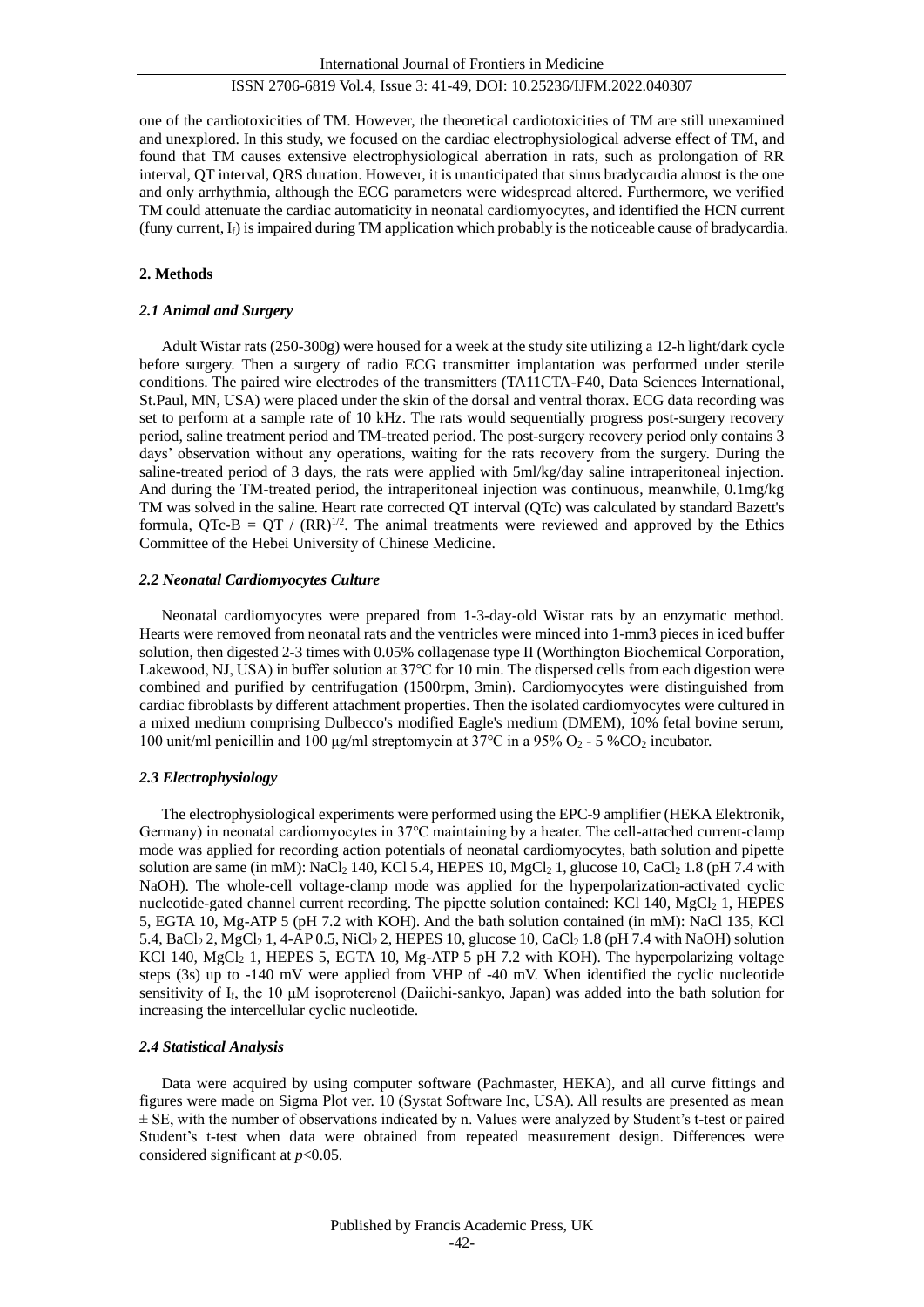one of the cardiotoxicities of TM. However, the theoretical cardiotoxicities of TM are still unexamined and unexplored. In this study, we focused on the cardiac electrophysiological adverse effect of TM, and found that TM causes extensive electrophysiological aberration in rats, such as prolongation of RR interval, QT interval, QRS duration. However, it is unanticipated that sinus bradycardia almost is the one and only arrhythmia, although the ECG parameters were widespread altered. Furthermore, we verified TM could attenuate the cardiac automaticity in neonatal cardiomyocytes, and identified the HCN current (funy current, $I_f$) is impaired during TM application which probably is the noticeable cause of bradycardia.

## 2. Methods

### *2.1 Animal and Surgery*

Adult Wistar rats (250-300g) were housed for a week at the study site utilizing a 12-h light/dark cycle before surgery. Then a surgery of radio ECG transmitter implantation was performed under sterile conditions. The paired wire electrodes of the transmitters (TA11CTA-F40, Data Sciences International, St.Paul, MN, USA) were placed under the skin of the dorsal and ventral thorax. ECG data recording was set to perform at a sample rate of 10 kHz. The rats would sequentially progress post-surgery recovery period, saline treatment period and TM-treated period. The post-surgery recovery period only contains 3 days' observation without any operations, waiting for the rats recovery from the surgery. During the saline-treated period of 3 days, the rats were applied with 5ml/kg/day saline intraperitoneal injection. And during the TM-treated period, the intraperitoneal injection was continuous, meanwhile, 0.1mg/kg TM was solved in the saline. Heart rate corrected QT interval (QTc) was calculated by standard Bazett's formula, $QTc\text{-}B = QT / (RR)^{1/2}$. The animal treatments were reviewed and approved by the Ethics Committee of the Hebei University of Chinese Medicine.

### *2.2 Neonatal Cardiomyocytes Culture*

Neonatal cardiomyocytes were prepared from 1-3-day-old Wistar rats by an enzymatic method. Hearts were removed from neonatal rats and the ventricles were minced into 1-mm3 pieces in iced buffer solution, then digested 2-3 times with 0.05% collagenase type II (Worthington Biochemical Corporation, Lakewood, NJ, USA) in buffer solution at 37°C for 10 min. The dispersed cells from each digestion were combined and purified by centrifugation (1500rpm, 3min). Cardiomyocytes were distinguished from cardiac fibroblasts by different attachment properties. Then the isolated cardiomyocytes were cultured in a mixed medium comprising Dulbecco's modified Eagle's medium (DMEM), 10% fetal bovine serum, 100 unit/ml penicillin and 100 μg/ml streptomycin at 37°C in a 95% $O_2$ - 5 %$CO_2$ incubator.

### *2.3 Electrophysiology*

The electrophysiological experiments were performed using the EPC-9 amplifier (HEKA Elektronik, Germany) in neonatal cardiomyocytes in 37°C maintaining by a heater. The cell-attached current-clamp mode was applied for recording action potentials of neonatal cardiomyocytes, bath solution and pipette solution are same (in mM): $NaCl_2$ 140, KCl 5.4, HEPES 10, $MgCl_2$ 1, glucose 10, $CaCl_2$ 1.8 (pH 7.4 with NaOH). The whole-cell voltage-clamp mode was applied for the hyperpolarization-activated cyclic nucleotide-gated channel current recording. The pipette solution contained: KCl 140, $MgCl_2$ 1, HEPES 5, EGTA 10, Mg-ATP 5 (pH 7.2 with KOH). And the bath solution contained (in mM): NaCl 135, KCl 5.4, $BaCl_2$ 2, $MgCl_2$ 1, 4-AP 0.5, $NiCl_2$ 2, HEPES 10, glucose 10, $CaCl_2$ 1.8 (pH 7.4 with NaOH) solution KCl 140, $MgCl_2$ 1, HEPES 5, EGTA 10, Mg-ATP 5 pH 7.2 with KOH). The hyperpolarizing voltage steps (3s) up to -140 mV were applied from VHP of -40 mV. When identified the cyclic nucleotide sensitivity of $I_f$, the 10 μM isoproterenol (Daiichi-sankyo, Japan) was added into the bath solution for increasing the intercellular cyclic nucleotide.

### *2.4 Statistical Analysis*

Data were acquired by using computer software (Pachmaster, HEKA), and all curve fittings and figures were made on Sigma Plot ver. 10 (Systat Software Inc, USA). All results are presented as mean ± SE, with the number of observations indicated by n. Values were analyzed by Student's t-test or paired Student's t-test when data were obtained from repeated measurement design. Differences were considered significant at $p<0.05$.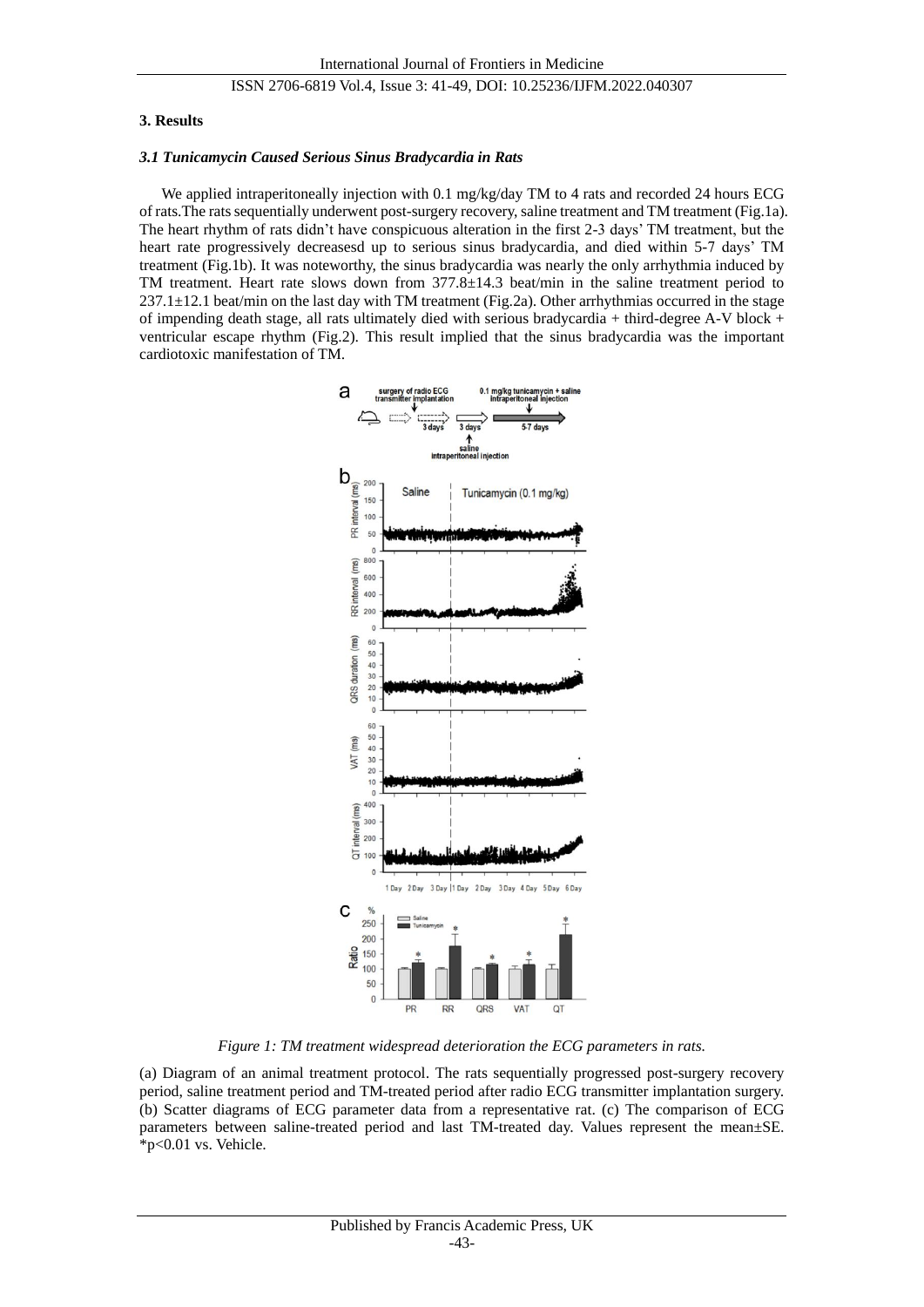## 3. Results

### 3.1 Tunicamycin Caused Serious Sinus Bradycardia in Rats

We applied intraperitoneally injection with 0.1 mg/kg/day TM to 4 rats and recorded 24 hours ECG of rats.The rats sequentially underwent post-surgery recovery, saline treatment and TM treatment (Fig.1a). The heart rhythm of rats didn't have conspicuous alteration in the first 2-3 days' TM treatment, but the heart rate progressively decreasesd up to serious sinus bradycardia, and died within 5-7 days' TM treatment (Fig.1b). It was noteworthy, the sinus bradycardia was nearly the only arrhythmia induced by TM treatment. Heart rate slows down from 377.8±14.3 beat/min in the saline treatment period to 237.1±12.1 beat/min on the last day with TM treatment (Fig.2a). Other arrhythmias occurred in the stage of impending death stage, all rats ultimately died with serious bradycardia + third-degree A-V block + ventricular escape rhythm (Fig.2). This result implied that the sinus bradycardia was the important cardiotoxic manifestation of TM.

*Figure 1: TM treatment widespread deterioration the ECG parameters in rats.*

(a) Diagram of an animal treatment protocol. The rats sequentially progressed post-surgery recovery period, saline treatment period and TM-treated period after radio ECG transmitter implantation surgery. (b) Scatter diagrams of ECG parameter data from a representative rat. (c) The comparison of ECG parameters between saline-treated period and last TM-treated day. Values represent the mean±SE. *$p<0.01$ vs. Vehicle.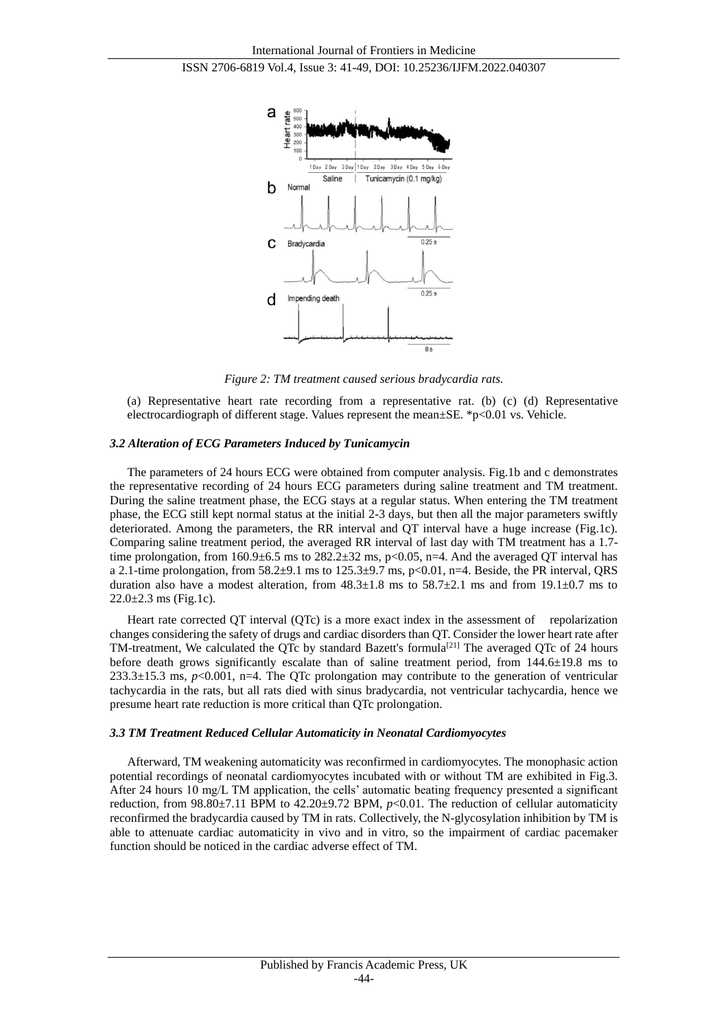*Figure 2: TM treatment caused serious bradycardia rats.*

(a) Representative heart rate recording from a representative rat. (b) (c) (d) Representative electrocardiograph of different stage. Values represent the mean±SE. *p<0.01 vs. Vehicle.

### *3.2 Alteration of ECG Parameters Induced by Tunicamycin*

The parameters of 24 hours ECG were obtained from computer analysis. Fig.1b and c demonstrates the representative recording of 24 hours ECG parameters during saline treatment and TM treatment. During the saline treatment phase, the ECG stays at a regular status. When entering the TM treatment phase, the ECG still kept normal status at the initial 2-3 days, but then all the major parameters swiftly deteriorated. Among the parameters, the RR interval and QT interval have a huge increase (Fig.1c). Comparing saline treatment period, the averaged RR interval of last day with TM treatment has a 1.7-time prolongation, from 160.9±6.5 ms to 282.2±32 ms, $p<0.05$, n=4. And the averaged QT interval has a 2.1-time prolongation, from 58.2±9.1 ms to 125.3±9.7 ms, $p<0.01$, n=4. Beside, the PR interval, QRS duration also have a modest alteration, from 48.3±1.8 ms to 58.7±2.1 ms and from 19.1±0.7 ms to 22.0±2.3 ms (Fig.1c).

Heart rate corrected QT interval (QTc) is a more exact index in the assessment of repolarization changes considering the safety of drugs and cardiac disorders than QT. Consider the lower heart rate after TM-treatment, We calculated the QTc by standard Bazett's formula[21] The averaged QTc of 24 hours before death grows significantly escalate than of saline treatment period, from 144.6±19.8 ms to 233.3±15.3 ms, $p<0.001$, n=4. The QTc prolongation may contribute to the generation of ventricular tachycardia in the rats, but all rats died with sinus bradycardia, not ventricular tachycardia, hence we presume heart rate reduction is more critical than QTc prolongation.

### *3.3 TM Treatment Reduced Cellular Automaticity in Neonatal Cardiomyocytes*

Afterward, TM weakening automaticity was reconfirmed in cardiomyocytes. The monophasic action potential recordings of neonatal cardiomyocytes incubated with or without TM are exhibited in Fig.3. After 24 hours 10 mg/L TM application, the cells' automatic beating frequency presented a significant reduction, from 98.80±7.11 BPM to 42.20±9.72 BPM, $p<0.01$. The reduction of cellular automaticity reconfirmed the bradycardia caused by TM in rats. Collectively, the N-glycosylation inhibition by TM is able to attenuate cardiac automaticity in vivo and in vitro, so the impairment of cardiac pacemaker function should be noticed in the cardiac adverse effect of TM.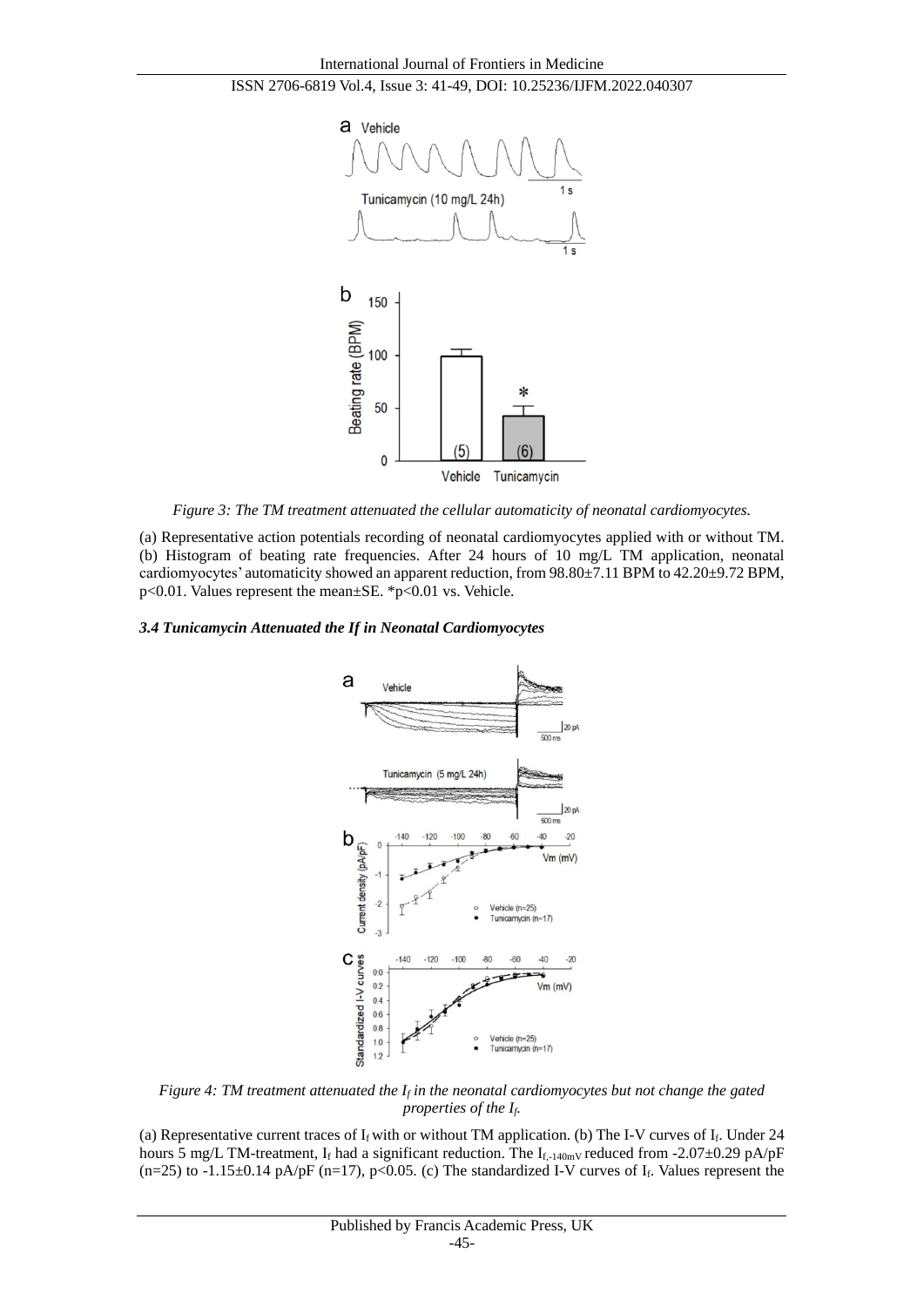*Figure 3: The TM treatment attenuated the cellular automaticity of neonatal cardiomyocytes.*

(a) Representative action potentials recording of neonatal cardiomyocytes applied with or without TM. (b) Histogram of beating rate frequencies. After 24 hours of 10 mg/L TM application, neonatal cardiomyocytes' automaticity showed an apparent reduction, from 98.80±7.11 BPM to 42.20±9.72 BPM, $p<0.01$. Values represent the mean±SE. *$p<0.01$ vs. Vehicle.

### *3.4 Tunicamycin Attenuated the If in Neonatal Cardiomyocytes*

*Figure 4: TM treatment attenuated the $I_f$ in the neonatal cardiomyocytes but not change the gated properties of the $I_f$.*

(a) Representative current traces of $I_f$ with or without TM application. (b) The I-V curves of $I_f$. Under 24 hours 5 mg/L TM-treatment, $I_f$ had a significant reduction. The $I_{f,-140mV}$ reduced from -2.07±0.29 pA/pF (n=25) to -1.15±0.14 pA/pF (n=17), $p<0.05$. (c) The standardized I-V curves of $I_f$. Values represent the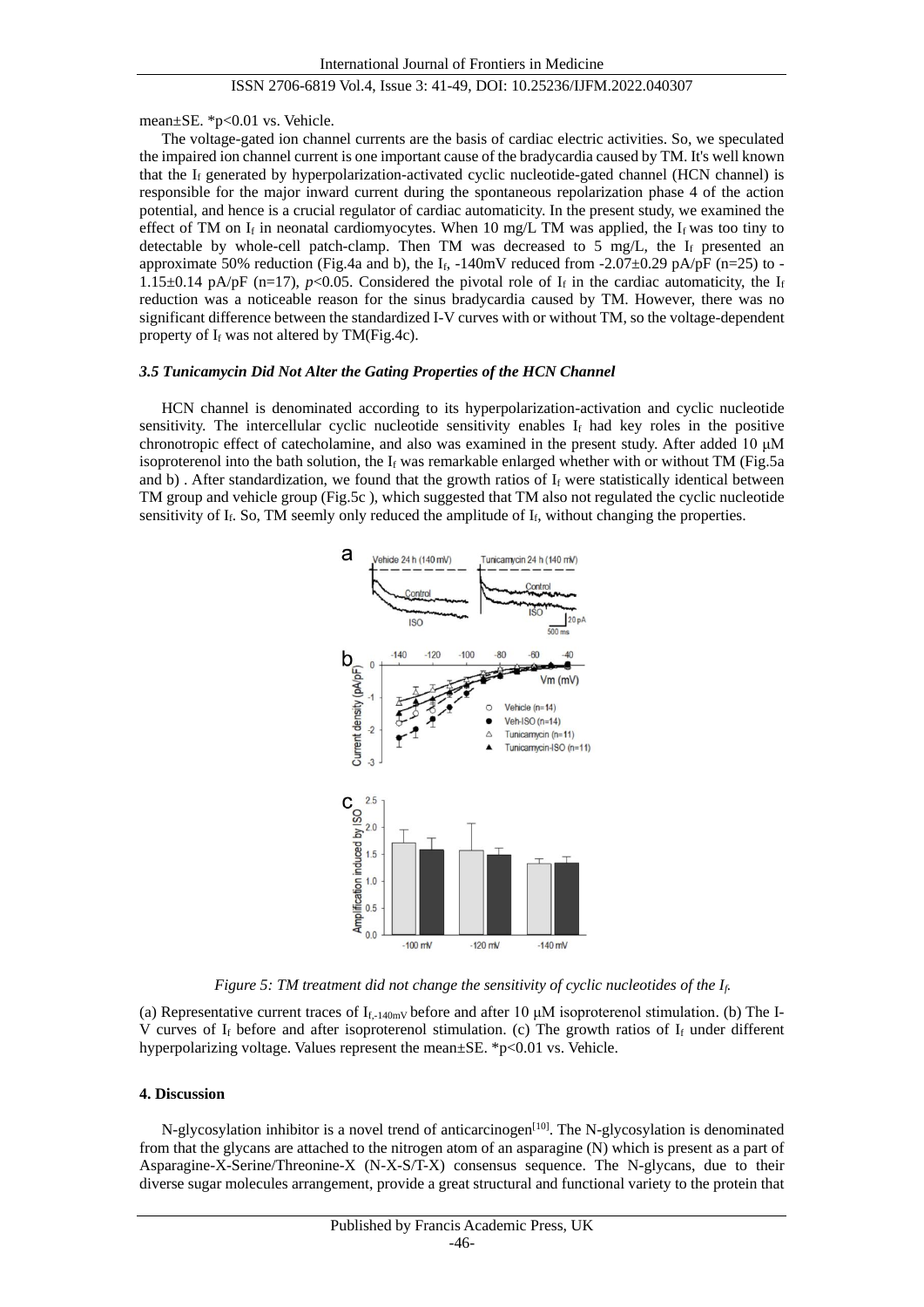mean±SE. *p<0.01 vs. Vehicle.

The voltage-gated ion channel currents are the basis of cardiac electric activities. So, we speculated the impaired ion channel current is one important cause of the bradycardia caused by TM. It's well known that the $I_f$ generated by hyperpolarization-activated cyclic nucleotide-gated channel (HCN channel) is responsible for the major inward current during the spontaneous repolarization phase 4 of the action potential, and hence is a crucial regulator of cardiac automaticity. In the present study, we examined the effect of TM on $I_f$ in neonatal cardiomyocytes. When 10 mg/L TM was applied, the $I_f$ was too tiny to detectable by whole-cell patch-clamp. Then TM was decreased to 5 mg/L, the $I_f$ presented an approximate 50% reduction (Fig.4a and b), the $I_f$, -140mV reduced from -2.07±0.29 pA/pF (n=25) to -1.15±0.14 pA/pF (n=17), $p<0.05$. Considered the pivotal role of $I_f$ in the cardiac automaticity, the $I_f$ reduction was a noticeable reason for the sinus bradycardia caused by TM. However, there was no significant difference between the standardized I-V curves with or without TM, so the voltage-dependent property of $I_f$ was not altered by TM(Fig.4c).

### *3.5 Tunicamycin Did Not Alter the Gating Properties of the HCN Channel*

HCN channel is denominated according to its hyperpolarization-activation and cyclic nucleotide sensitivity. The intercellular cyclic nucleotide sensitivity enables $I_f$ had key roles in the positive chronotropic effect of catecholamine, and also was examined in the present study. After added 10 μM isoproterenol into the bath solution, the $I_f$ was remarkable enlarged whether with or without TM (Fig.5a and b) . After standardization, we found that the growth ratios of $I_f$ were statistically identical between TM group and vehicle group (Fig.5c ), which suggested that TM also not regulated the cyclic nucleotide sensitivity of $I_f$. So, TM seemly only reduced the amplitude of $I_f$, without changing the properties.

*Figure 5: TM treatment did not change the sensitivity of cyclic nucleotides of the $I_f$.*

(a) Representative current traces of $I_{f,-140mV}$ before and after 10 μM isoproterenol stimulation. (b) The I-V curves of $I_f$ before and after isoproterenol stimulation. (c) The growth ratios of $I_f$ under different hyperpolarizing voltage. Values represent the mean±SE. *p<0.01 vs. Vehicle.

## 4. Discussion

N-glycosylation inhibitor is a novel trend of anticarcinogen[10]. The N-glycosylation is denominated from that the glycans are attached to the nitrogen atom of an asparagine (N) which is present as a part of Asparagine-X-Serine/Threonine-X (N-X-S/T-X) consensus sequence. The N-glycans, due to their diverse sugar molecules arrangement, provide a great structural and functional variety to the protein that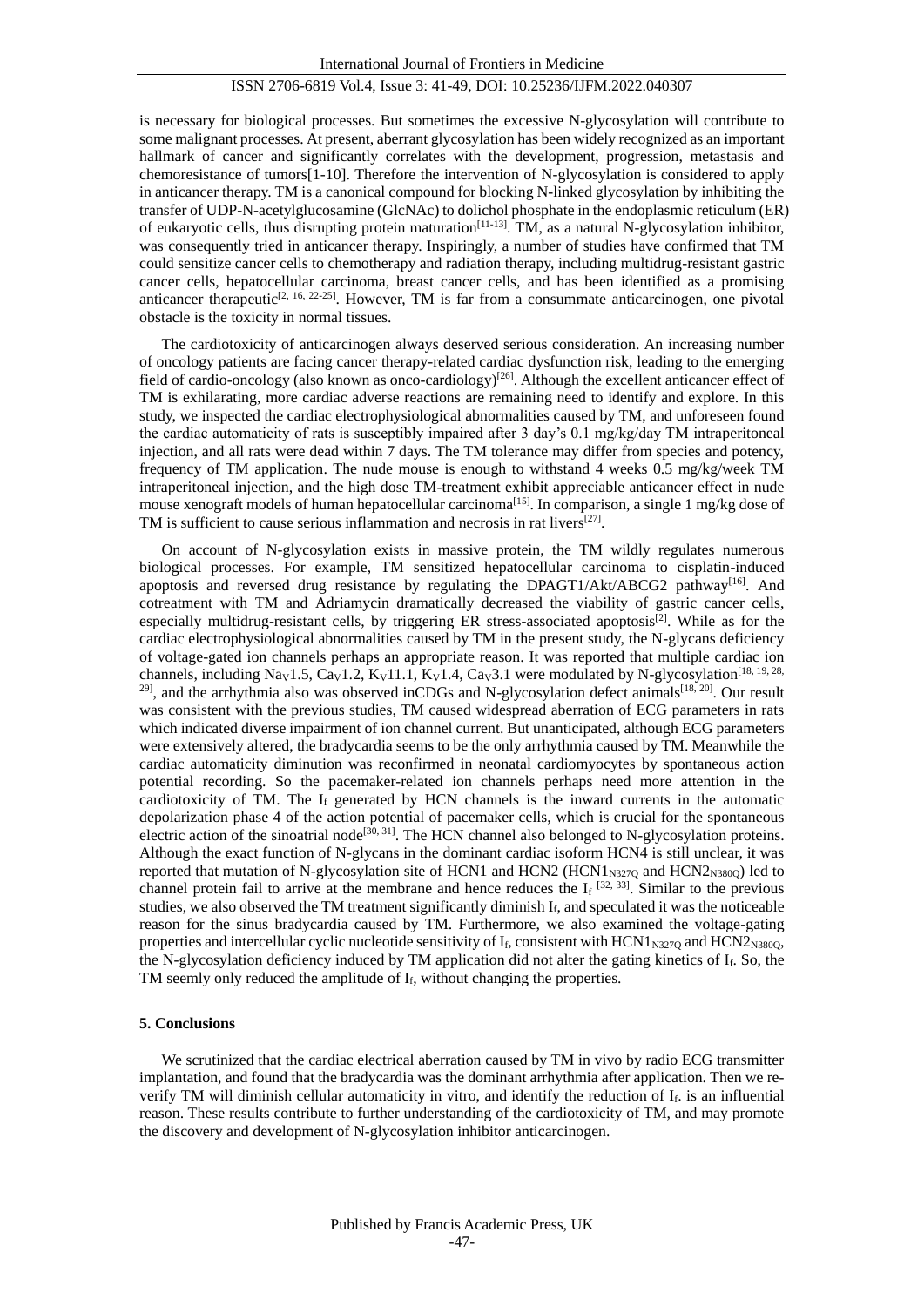is necessary for biological processes. But sometimes the excessive N-glycosylation will contribute to some malignant processes. At present, aberrant glycosylation has been widely recognized as an important hallmark of cancer and significantly correlates with the development, progression, metastasis and chemoresistance of tumors[1-10]. Therefore the intervention of N-glycosylation is considered to apply in anticancer therapy. TM is a canonical compound for blocking N-linked glycosylation by inhibiting the transfer of UDP-N-acetylglucosamine (GlcNAc) to dolichol phosphate in the endoplasmic reticulum (ER) of eukaryotic cells, thus disrupting protein maturation[11-13]. TM, as a natural N-glycosylation inhibitor, was consequently tried in anticancer therapy. Inspiringly, a number of studies have confirmed that TM could sensitize cancer cells to chemotherapy and radiation therapy, including multidrug-resistant gastric cancer cells, hepatocellular carcinoma, breast cancer cells, and has been identified as a promising anticancer therapeutic[2, 16, 22-25]. However, TM is far from a consummate anticarcinogen, one pivotal obstacle is the toxicity in normal tissues.

The cardiotoxicity of anticarcinogen always deserved serious consideration. An increasing number of oncology patients are facing cancer therapy-related cardiac dysfunction risk, leading to the emerging field of cardio-oncology (also known as onco-cardiology)[26]. Although the excellent anticancer effect of TM is exhilarating, more cardiac adverse reactions are remaining need to identify and explore. In this study, we inspected the cardiac electrophysiological abnormalities caused by TM, and unforeseen found the cardiac automaticity of rats is susceptibly impaired after 3 day's 0.1 mg/kg/day TM intraperitoneal injection, and all rats were dead within 7 days. The TM tolerance may differ from species and potency, frequency of TM application. The nude mouse is enough to withstand 4 weeks 0.5 mg/kg/week TM intraperitoneal injection, and the high dose TM-treatment exhibit appreciable anticancer effect in nude mouse xenograft models of human hepatocellular carcinoma[15]. In comparison, a single 1 mg/kg dose of TM is sufficient to cause serious inflammation and necrosis in rat livers[27].

On account of N-glycosylation exists in massive protein, the TM wildly regulates numerous biological processes. For example, TM sensitized hepatocellular carcinoma to cisplatin-induced apoptosis and reversed drug resistance by regulating the DPAGT1/Akt/ABCG2 pathway[16]. And cotreatment with TM and Adriamycin dramatically decreased the viability of gastric cancer cells, especially multidrug-resistant cells, by triggering ER stress-associated apoptosis[2]. While as for the cardiac electrophysiological abnormalities caused by TM in the present study, the N-glycans deficiency of voltage-gated ion channels perhaps an appropriate reason. It was reported that multiple cardiac ion channels, including $Na_V1.5$, $Ca_V1.2$, $K_V11.1$, $K_V1.4$, $Ca_V3.1$ were modulated by N-glycosylation[18, 19, 28, 29], and the arrhythmia also was observed inCDGs and N-glycosylation defect animals[18, 20]. Our result was consistent with the previous studies, TM caused widespread aberration of ECG parameters in rats which indicated diverse impairment of ion channel current. But unanticipated, although ECG parameters were extensively altered, the bradycardia seems to be the only arrhythmia caused by TM. Meanwhile the cardiac automaticity diminution was reconfirmed in neonatal cardiomyocytes by spontaneous action potential recording. So the pacemaker-related ion channels perhaps need more attention in the cardiotoxicity of TM. The $I_f$ generated by HCN channels is the inward currents in the automatic depolarization phase 4 of the action potential of pacemaker cells, which is crucial for the spontaneous electric action of the sinoatrial node[30, 31]. The HCN channel also belonged to N-glycosylation proteins. Although the exact function of N-glycans in the dominant cardiac isoform HCN4 is still unclear, it was reported that mutation of N-glycosylation site of HCN1 and HCN2 ($HCN1_{N327Q}$ and $HCN2_{N380Q}$) led to channel protein fail to arrive at the membrane and hence reduces the $I_f$ [32, 33]. Similar to the previous studies, we also observed the TM treatment significantly diminish $I_f$, and speculated it was the noticeable reason for the sinus bradycardia caused by TM. Furthermore, we also examined the voltage-gating properties and intercellular cyclic nucleotide sensitivity of $I_f$, consistent with $HCN1_{N327Q}$ and $HCN2_{N380Q}$, the N-glycosylation deficiency induced by TM application did not alter the gating kinetics of $I_f$. So, the TM seemly only reduced the amplitude of $I_f$, without changing the properties.

## 5. Conclusions

We scrutinized that the cardiac electrical aberration caused by TM in vivo by radio ECG transmitter implantation, and found that the bradycardia was the dominant arrhythmia after application. Then we re-verify TM will diminish cellular automaticity in vitro, and identify the reduction of $I_f$. is an influential reason. These results contribute to further understanding of the cardiotoxicity of TM, and may promote the discovery and development of N-glycosylation inhibitor anticarcinogen.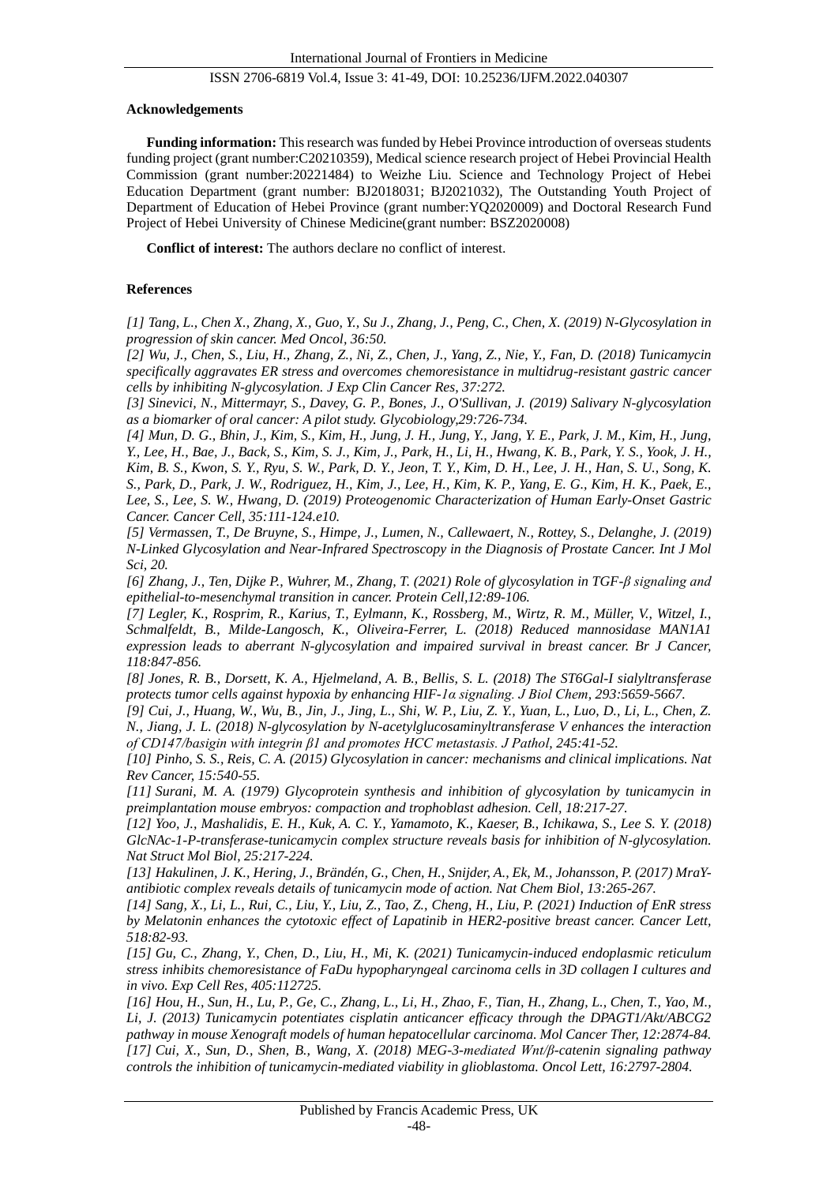**Acknowledgements**

**Funding information:** This research was funded by Hebei Province introduction of overseas students funding project (grant number:C20210359), Medical science research project of Hebei Provincial Health Commission (grant number:20221484) to Weizhe Liu. Science and Technology Project of Hebei Education Department (grant number: BJ2018031; BJ2021032), The Outstanding Youth Project of Department of Education of Hebei Province (grant number:YQ2020009) and Doctoral Research Fund Project of Hebei University of Chinese Medicine(grant number: BSZ2020008)

**Conflict of interest:** The authors declare no conflict of interest.

**References**

*[1] Tang, L., Chen X., Zhang, X., Guo, Y., Su J., Zhang, J., Peng, C., Chen, X. (2019) N-Glycosylation in progression of skin cancer. Med Oncol, 36:50.*

*[2] Wu, J., Chen, S., Liu, H., Zhang, Z., Ni, Z., Chen, J., Yang, Z., Nie, Y., Fan, D. (2018) Tunicamycin specifically aggravates ER stress and overcomes chemoresistance in multidrug-resistant gastric cancer cells by inhibiting N-glycosylation. J Exp Clin Cancer Res, 37:272.*

*[3] Sinevici, N., Mittermayr, S., Davey, G. P., Bones, J., O'Sullivan, J. (2019) Salivary N-glycosylation as a biomarker of oral cancer: A pilot study. Glycobiology,29:726-734.*

*[4] Mun, D. G., Bhin, J., Kim, S., Kim, H., Jung, J. H., Jung, Y., Jang, Y. E., Park, J. M., Kim, H., Jung, Y., Lee, H., Bae, J., Back, S., Kim, S. J., Kim, J., Park, H., Li, H., Hwang, K. B., Park, Y. S., Yook, J. H., Kim, B. S., Kwon, S. Y., Ryu, S. W., Park, D. Y., Jeon, T. Y., Kim, D. H., Lee, J. H., Han, S. U., Song, K. S., Park, D., Park, J. W., Rodriguez, H., Kim, J., Lee, H., Kim, K. P., Yang, E. G., Kim, H. K., Paek, E., Lee, S., Lee, S. W., Hwang, D. (2019) Proteogenomic Characterization of Human Early-Onset Gastric Cancer. Cancer Cell, 35:111-124.e10.*

*[5] Vermassen, T., De Bruyne, S., Himpe, J., Lumen, N., Callewaert, N., Rottey, S., Delanghe, J. (2019) N-Linked Glycosylation and Near-Infrared Spectroscopy in the Diagnosis of Prostate Cancer. Int J Mol Sci, 20.*

*[6] Zhang, J., Ten, Dijke P., Wuhrer, M., Zhang, T. (2021) Role of glycosylation in TGF-β signaling and epithelial-to-mesenchymal transition in cancer. Protein Cell,12:89-106.*

*[7] Legler, K., Rosprim, R., Karius, T., Eylmann, K., Rossberg, M., Wirtz, R. M., Müller, V., Witzel, I., Schmalfeldt, B., Milde-Langosch, K., Oliveira-Ferrer, L. (2018) Reduced mannosidase MAN1A1 expression leads to aberrant N-glycosylation and impaired survival in breast cancer. Br J Cancer, 118:847-856.*

*[8] Jones, R. B., Dorsett, K. A., Hjelmeland, A. B., Bellis, S. L. (2018) The ST6Gal-I sialyltransferase protects tumor cells against hypoxia by enhancing HIF-1α signaling. J Biol Chem, 293:5659-5667.*

*[9] Cui, J., Huang, W., Wu, B., Jin, J., Jing, L., Shi, W. P., Liu, Z. Y., Yuan, L., Luo, D., Li, L., Chen, Z. N., Jiang, J. L. (2018) N-glycosylation by N-acetylglucosaminyltransferase V enhances the interaction of CD147/basigin with integrin β1 and promotes HCC metastasis. J Pathol, 245:41-52.*

*[10] Pinho, S. S., Reis, C. A. (2015) Glycosylation in cancer: mechanisms and clinical implications. Nat Rev Cancer, 15:540-55.*

*[11] Surani, M. A. (1979) Glycoprotein synthesis and inhibition of glycosylation by tunicamycin in preimplantation mouse embryos: compaction and trophoblast adhesion. Cell, 18:217-27.*

*[12] Yoo, J., Mashalidis, E. H., Kuk, A. C. Y., Yamamoto, K., Kaeser, B., Ichikawa, S., Lee S. Y. (2018) GlcNAc-1-P-transferase-tunicamycin complex structure reveals basis for inhibition of N-glycosylation. Nat Struct Mol Biol, 25:217-224.*

*[13] Hakulinen, J. K., Hering, J., Brändén, G., Chen, H., Snijder, A., Ek, M., Johansson, P. (2017) MraY-antibiotic complex reveals details of tunicamycin mode of action. Nat Chem Biol, 13:265-267.*

*[14] Sang, X., Li, L., Rui, C., Liu, Y., Liu, Z., Tao, Z., Cheng, H., Liu, P. (2021) Induction of EnR stress by Melatonin enhances the cytotoxic effect of Lapatinib in HER2-positive breast cancer. Cancer Lett, 518:82-93.*

*[15] Gu, C., Zhang, Y., Chen, D., Liu, H., Mi, K. (2021) Tunicamycin-induced endoplasmic reticulum stress inhibits chemoresistance of FaDu hypopharyngeal carcinoma cells in 3D collagen I cultures and in vivo. Exp Cell Res, 405:112725.*

*[16] Hou, H., Sun, H., Lu, P., Ge, C., Zhang, L., Li, H., Zhao, F., Tian, H., Zhang, L., Chen, T., Yao, M., Li, J. (2013) Tunicamycin potentiates cisplatin anticancer efficacy through the DPAGT1/Akt/ABCG2 pathway in mouse Xenograft models of human hepatocellular carcinoma. Mol Cancer Ther, 12:2874-84.*

*[17] Cui, X., Sun, D., Shen, B., Wang, X. (2018) MEG-3-mediated Wnt/β-catenin signaling pathway controls the inhibition of tunicamycin-mediated viability in glioblastoma. Oncol Lett, 16:2797-2804.*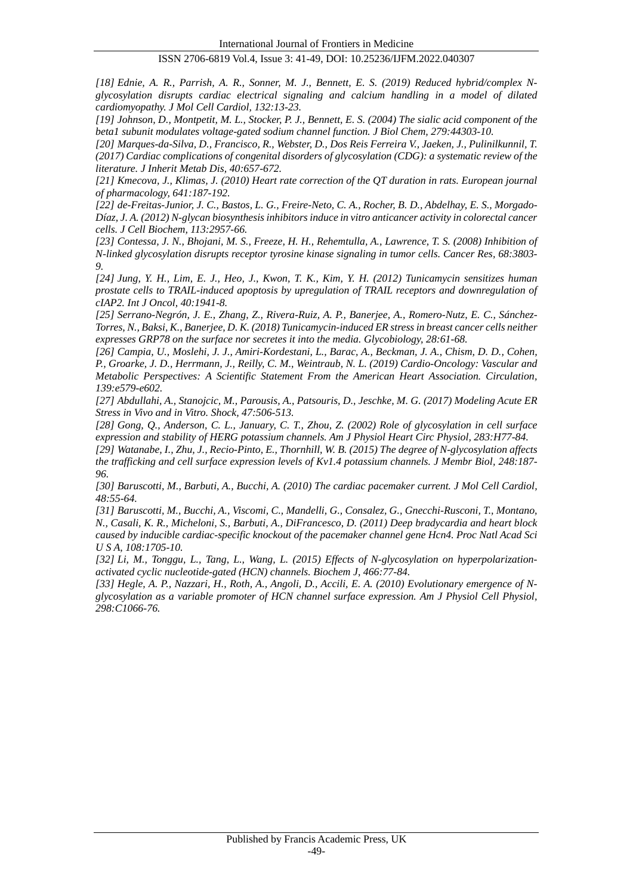*[18] Ednie, A. R., Parrish, A. R., Sonner, M. J., Bennett, E. S. (2019) Reduced hybrid/complex N-glycosylation disrupts cardiac electrical signaling and calcium handling in a model of dilated cardiomyopathy. J Mol Cell Cardiol, 132:13-23.*

*[19] Johnson, D., Montpetit, M. L., Stocker, P. J., Bennett, E. S. (2004) The sialic acid component of the beta1 subunit modulates voltage-gated sodium channel function. J Biol Chem, 279:44303-10.*

*[20] Marques-da-Silva, D., Francisco, R., Webster, D., Dos Reis Ferreira V., Jaeken, J., Pulinilkunnil, T. (2017) Cardiac complications of congenital disorders of glycosylation (CDG): a systematic review of the literature. J Inherit Metab Dis, 40:657-672.*

*[21] Kmecova, J., Klimas, J. (2010) Heart rate correction of the QT duration in rats. European journal of pharmacology, 641:187-192.*

*[22] de-Freitas-Junior, J. C., Bastos, L. G., Freire-Neto, C. A., Rocher, B. D., Abdelhay, E. S., Morgado-Díaz, J. A. (2012) N-glycan biosynthesis inhibitors induce in vitro anticancer activity in colorectal cancer cells. J Cell Biochem, 113:2957-66.*

*[23] Contessa, J. N., Bhojani, M. S., Freeze, H. H., Rehemtulla, A., Lawrence, T. S. (2008) Inhibition of N-linked glycosylation disrupts receptor tyrosine kinase signaling in tumor cells. Cancer Res, 68:3803-9.*

*[24] Jung, Y. H., Lim, E. J., Heo, J., Kwon, T. K., Kim, Y. H. (2012) Tunicamycin sensitizes human prostate cells to TRAIL-induced apoptosis by upregulation of TRAIL receptors and downregulation of cIAP2. Int J Oncol, 40:1941-8.*

*[25] Serrano-Negrón, J. E., Zhang, Z., Rivera-Ruiz, A. P., Banerjee, A., Romero-Nutz, E. C., Sánchez-Torres, N., Baksi, K., Banerjee, D. K. (2018) Tunicamycin-induced ER stress in breast cancer cells neither expresses GRP78 on the surface nor secretes it into the media. Glycobiology, 28:61-68.*

*[26] Campia, U., Moslehi, J. J., Amiri-Kordestani, L., Barac, A., Beckman, J. A., Chism, D. D., Cohen, P., Groarke, J. D., Herrmann, J., Reilly, C. M., Weintraub, N. L. (2019) Cardio-Oncology: Vascular and Metabolic Perspectives: A Scientific Statement From the American Heart Association. Circulation, 139:e579-e602.*

*[27] Abdullahi, A., Stanojcic, M., Parousis, A., Patsouris, D., Jeschke, M. G. (2017) Modeling Acute ER Stress in Vivo and in Vitro. Shock, 47:506-513.*

*[28] Gong, Q., Anderson, C. L., January, C. T., Zhou, Z. (2002) Role of glycosylation in cell surface expression and stability of HERG potassium channels. Am J Physiol Heart Circ Physiol, 283:H77-84.*

*[29] Watanabe, I., Zhu, J., Recio-Pinto, E., Thornhill, W. B. (2015) The degree of N-glycosylation affects the trafficking and cell surface expression levels of Kv1.4 potassium channels. J Membr Biol, 248:187-96.*

*[30] Baruscotti, M., Barbuti, A., Bucchi, A. (2010) The cardiac pacemaker current. J Mol Cell Cardiol, 48:55-64.*

*[31] Baruscotti, M., Bucchi, A., Viscomi, C., Mandelli, G., Consalez, G., Gnecchi-Rusconi, T., Montano, N., Casali, K. R., Micheloni, S., Barbuti, A., DiFrancesco, D. (2011) Deep bradycardia and heart block caused by inducible cardiac-specific knockout of the pacemaker channel gene Hcn4. Proc Natl Acad Sci U S A, 108:1705-10.*

*[32] Li, M., Tonggu, L., Tang, L., Wang, L. (2015) Effects of N-glycosylation on hyperpolarization-activated cyclic nucleotide-gated (HCN) channels. Biochem J, 466:77-84.*

*[33] Hegle, A. P., Nazzari, H., Roth, A., Angoli, D., Accili, E. A. (2010) Evolutionary emergence of N-glycosylation as a variable promoter of HCN channel surface expression. Am J Physiol Cell Physiol, 298:C1066-76.*